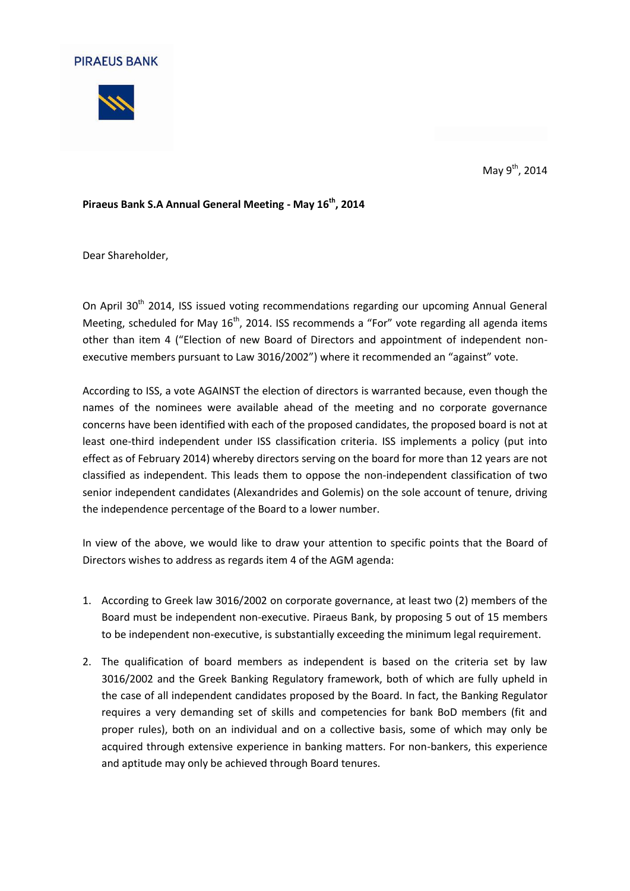PIRAEUS BANK

May 9th, 2014

**Piraeus Bank S.A Annual General Meeting - May 16th, 2014**

Dear Shareholder,

On April 30th 2014, ISS issued voting recommendations regarding our upcoming Annual General Meeting, scheduled for May 16th, 2014. ISS recommends a "For" vote regarding all agenda items other than item 4 ("Election of new Board of Directors and appointment of independent non-executive members pursuant to Law 3016/2002") where it recommended an "against" vote.

According to ISS, a vote AGAINST the election of directors is warranted because, even though the names of the nominees were available ahead of the meeting and no corporate governance concerns have been identified with each of the proposed candidates, the proposed board is not at least one-third independent under ISS classification criteria. ISS implements a policy (put into effect as of February 2014) whereby directors serving on the board for more than 12 years are not classified as independent. This leads them to oppose the non-independent classification of two senior independent candidates (Alexandrides and Golemis) on the sole account of tenure, driving the independence percentage of the Board to a lower number.

In view of the above, we would like to draw your attention to specific points that the Board of Directors wishes to address as regards item 4 of the AGM agenda:

1. According to Greek law 3016/2002 on corporate governance, at least two (2) members of the Board must be independent non-executive. Piraeus Bank, by proposing 5 out of 15 members to be independent non-executive, is substantially exceeding the minimum legal requirement.
2. The qualification of board members as independent is based on the criteria set by law 3016/2002 and the Greek Banking Regulatory framework, both of which are fully upheld in the case of all independent candidates proposed by the Board. In fact, the Banking Regulator requires a very demanding set of skills and competencies for bank BoD members (fit and proper rules), both on an individual and on a collective basis, some of which may only be acquired through extensive experience in banking matters. For non-bankers, this experience and aptitude may only be achieved through Board tenures.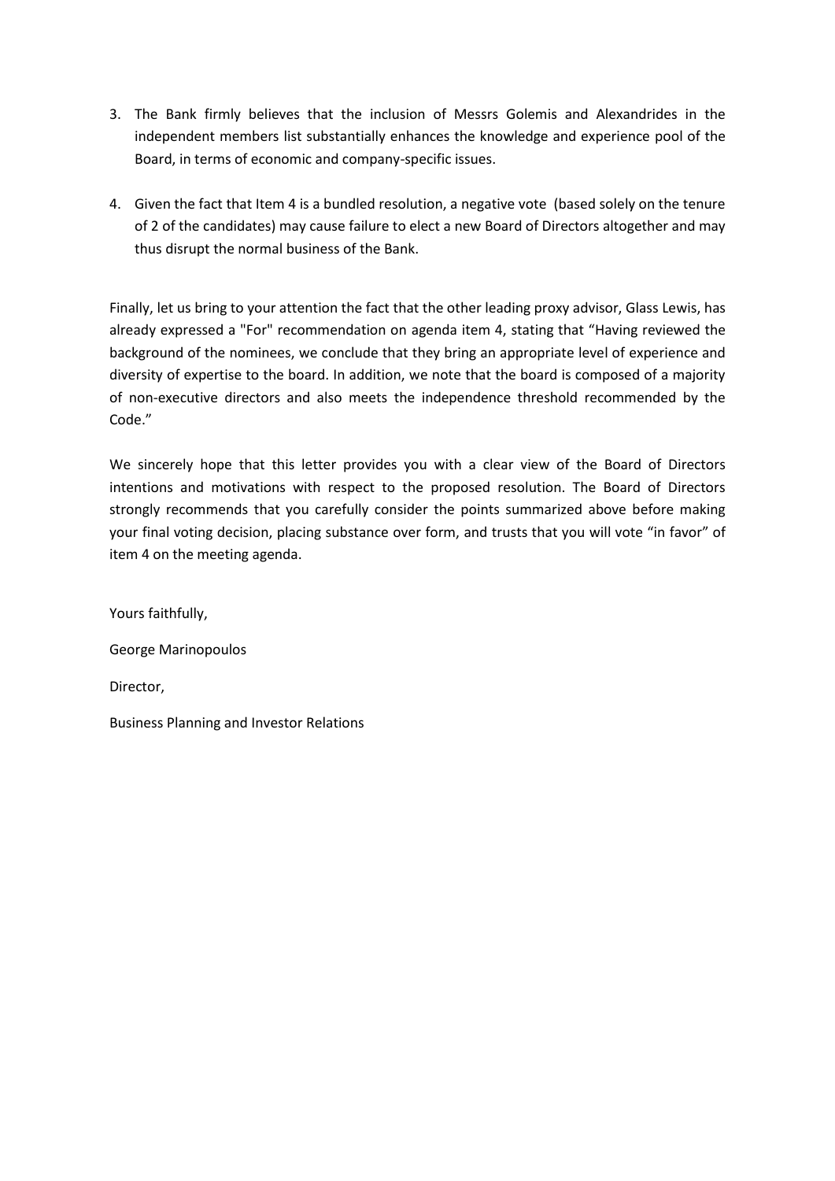3. The Bank firmly believes that the inclusion of Messrs Golemis and Alexandrides in the independent members list substantially enhances the knowledge and experience pool of the Board, in terms of economic and company-specific issues.

4. Given the fact that Item 4 is a bundled resolution, a negative vote (based solely on the tenure of 2 of the candidates) may cause failure to elect a new Board of Directors altogether and may thus disrupt the normal business of the Bank.

Finally, let us bring to your attention the fact that the other leading proxy advisor, Glass Lewis, has already expressed a "For" recommendation on agenda item 4, stating that "Having reviewed the background of the nominees, we conclude that they bring an appropriate level of experience and diversity of expertise to the board. In addition, we note that the board is composed of a majority of non-executive directors and also meets the independence threshold recommended by the Code."

We sincerely hope that this letter provides you with a clear view of the Board of Directors intentions and motivations with respect to the proposed resolution. The Board of Directors strongly recommends that you carefully consider the points summarized above before making your final voting decision, placing substance over form, and trusts that you will vote "in favor" of item 4 on the meeting agenda.

Yours faithfully,

George Marinopoulos

Director,

Business Planning and Investor Relations